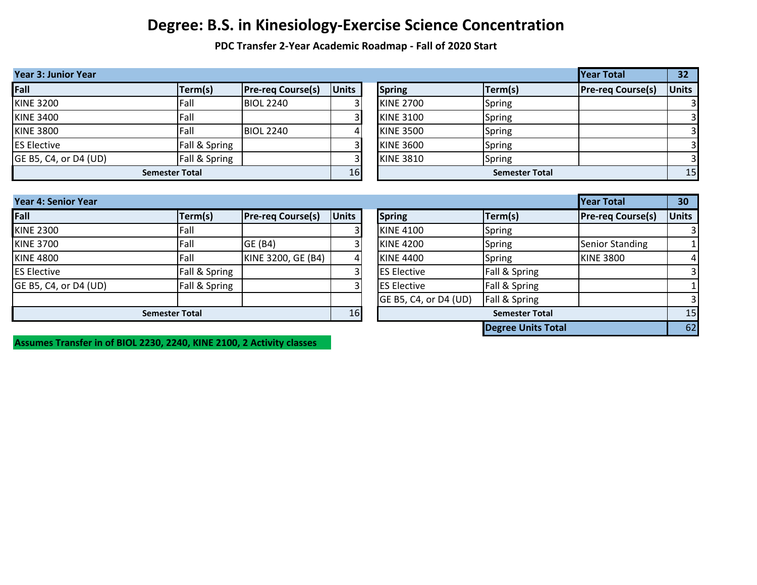# Degree: B.S. in Kinesiology-Exercise Science Concentration

**PDC Transfer 2-Year Academic Roadmap - Fall of 2020 Start**

| Year 3: Junior Year | | | | | | Year Total | 32 |
|---|---|---|---|---|---|---|---|
| **Fall** | **Term(s)** | **Pre-req Course(s)** | **Units** | **Spring** | **Term(s)** | **Pre-req Course(s)** | **Units** |
| KINE 3200 | Fall | BIOL 2240 | 3 | KINE 2700 | Spring | | 3 |
| KINE 3400 | Fall | | 3 | KINE 3100 | Spring | | 3 |
| KINE 3800 | Fall | BIOL 2240 | 4 | KINE 3500 | Spring | | 3 |
| ES Elective | Fall & Spring | | 3 | KINE 3600 | Spring | | 3 |
| GE B5, C4, or D4 (UD) | Fall & Spring | | 3 | KINE 3810 | Spring | | 3 |
| **Semester Total** | | | 16 | **Semester Total** | | | 15 |

| Year 4: Senior Year | | | | | | Year Total | 30 |
|---|---|---|---|---|---|---|---|
| **Fall** | **Term(s)** | **Pre-req Course(s)** | **Units** | **Spring** | **Term(s)** | **Pre-req Course(s)** | **Units** |
| KINE 2300 | Fall | | 3 | KINE 4100 | Spring | | 3 |
| KINE 3700 | Fall | GE (B4) | 3 | KINE 4200 | Spring | Senior Standing | 1 |
| KINE 4800 | Fall | KINE 3200, GE (B4) | 4 | KINE 4400 | Spring | KINE 3800 | 4 |
| ES Elective | Fall & Spring | | 3 | ES Elective | Fall & Spring | | 3 |
| GE B5, C4, or D4 (UD) | Fall & Spring | | 3 | ES Elective | Fall & Spring | | 1 |
| | | | | GE B5, C4, or D4 (UD) | Fall & Spring | | 3 |
| **Semester Total** | | | 16 | **Semester Total** | | | 15 |
| | | | | | **Degree Units Total** | | 62 |

**Assumes Transfer in of BIOL 2230, 2240, KINE 2100, 2 Activity classes**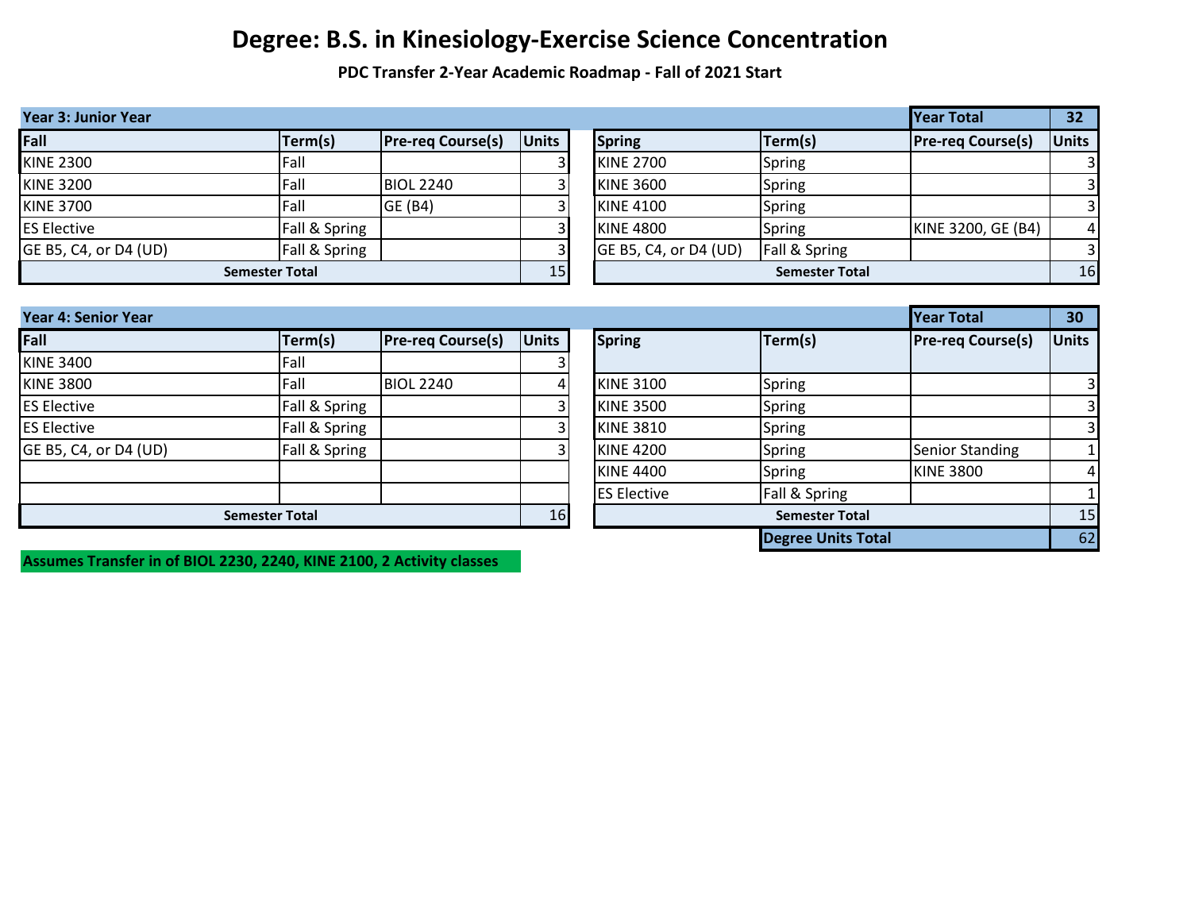# Degree: B.S. in Kinesiology-Exercise Science Concentration

**PDC Transfer 2-Year Academic Roadmap - Fall of 2021 Start**

## Year 3: Junior Year

**Year Total: 32**

| Fall | Term(s) | Pre-req Course(s) | Units | Spring | Term(s) | Pre-req Course(s) | Units |
|---|---|---|---|---|---|---|---|
| KINE 2300 | Fall | | 3 | KINE 2700 | Spring | | 3 |
| KINE 3200 | Fall | BIOL 2240 | 3 | KINE 3600 | Spring | | 3 |
| KINE 3700 | Fall | GE (B4) | 3 | KINE 4100 | Spring | | 3 |
| ES Elective | Fall & Spring | | 3 | KINE 4800 | Spring | KINE 3200, GE (B4) | 4 |
| GE B5, C4, or D4 (UD) | Fall & Spring | | 3 | GE B5, C4, or D4 (UD) | Fall & Spring | | 3 |
| **Semester Total** | | | 15 | **Semester Total** | | | 16 |

## Year 4: Senior Year

**Year Total: 30**

| Fall | Term(s) | Pre-req Course(s) | Units | Spring | Term(s) | Pre-req Course(s) | Units |
|---|---|---|---|---|---|---|---|
| KINE 3400 | Fall | | 3 | | | | |
| KINE 3800 | Fall | BIOL 2240 | 4 | KINE 3100 | Spring | | 3 |
| ES Elective | Fall & Spring | | 3 | KINE 3500 | Spring | | 3 |
| ES Elective | Fall & Spring | | 3 | KINE 3810 | Spring | | 3 |
| GE B5, C4, or D4 (UD) | Fall & Spring | | 3 | KINE 4200 | Spring | Senior Standing | 1 |
| | | | | KINE 4400 | Spring | KINE 3800 | 4 |
| | | | | ES Elective | Fall & Spring | | 1 |
| **Semester Total** | | | 16 | **Semester Total** | | | 15 |
| | | | | | **Degree Units Total** | | 62 |

**Assumes Transfer in of BIOL 2230, 2240, KINE 2100, 2 Activity classes**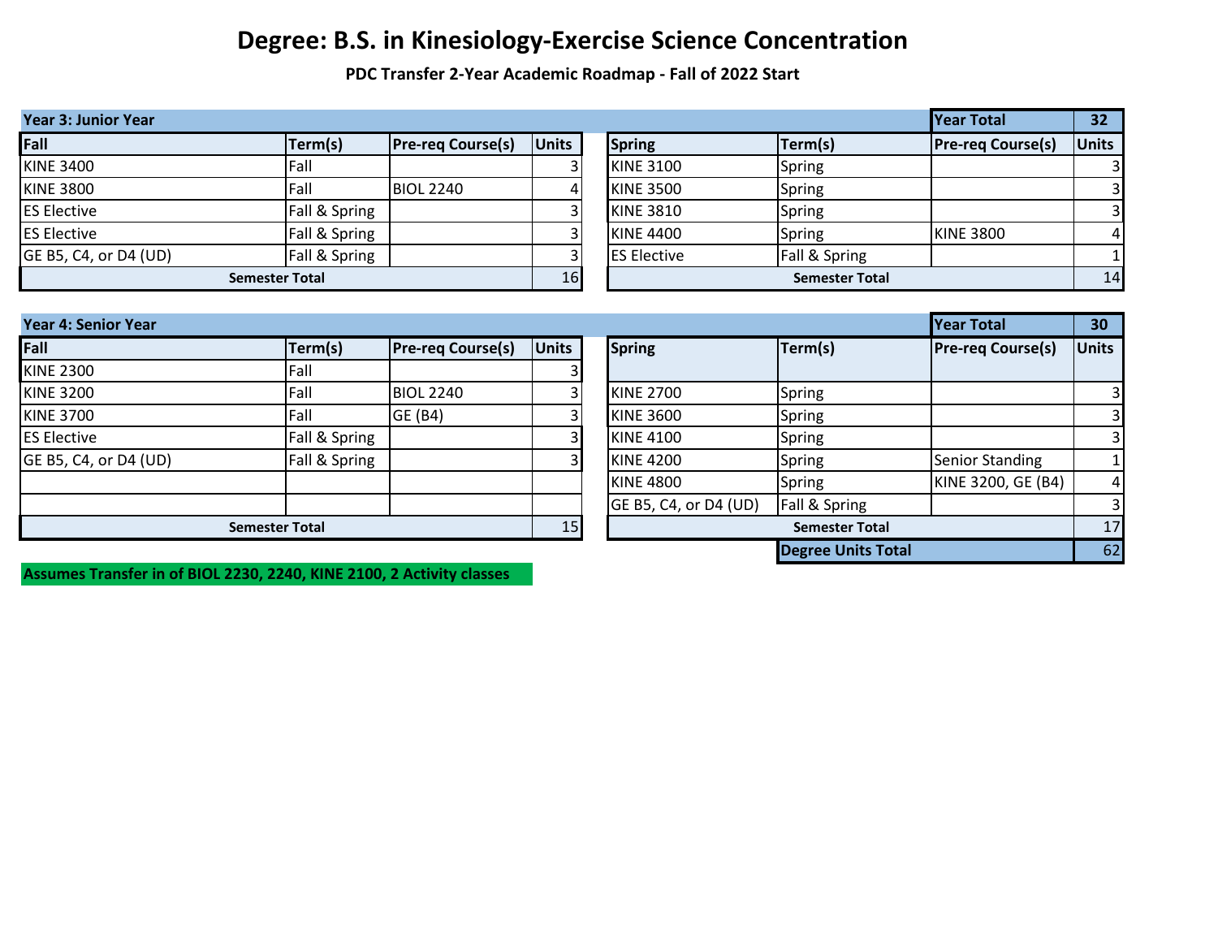# Degree: B.S. in Kinesiology-Exercise Science Concentration

**PDC Transfer 2-Year Academic Roadmap - Fall of 2022 Start**

| Year 3: Junior Year | | | | | | | |
|---|---|---|---|---|---|---|---|
| | | | | | | **Year Total** | **32** |
| **Fall** | **Term(s)** | **Pre-req Course(s)** | **Units** | **Spring** | **Term(s)** | **Pre-req Course(s)** | **Units** |
| KINE 3400 | Fall | | 3 | KINE 3100 | Spring | | 3 |
| KINE 3800 | Fall | BIOL 2240 | 4 | KINE 3500 | Spring | | 3 |
| ES Elective | Fall & Spring | | 3 | KINE 3810 | Spring | | 3 |
| ES Elective | Fall & Spring | | 3 | KINE 4400 | Spring | KINE 3800 | 4 |
| GE B5, C4, or D4 (UD) | Fall & Spring | | 3 | ES Elective | Fall & Spring | | 1 |
| **Semester Total** | | | 16 | **Semester Total** | | | 14 |

| Year 4: Senior Year | | | | | | | |
|---|---|---|---|---|---|---|---|
| | | | | | | **Year Total** | **30** |
| **Fall** | **Term(s)** | **Pre-req Course(s)** | **Units** | **Spring** | **Term(s)** | **Pre-req Course(s)** | **Units** |
| KINE 2300 | Fall | | 3 | | | | |
| KINE 3200 | Fall | BIOL 2240 | 3 | KINE 2700 | Spring | | 3 |
| KINE 3700 | Fall | GE (B4) | 3 | KINE 3600 | Spring | | 3 |
| ES Elective | Fall & Spring | | 3 | KINE 4100 | Spring | | 3 |
| GE B5, C4, or D4 (UD) | Fall & Spring | | 3 | KINE 4200 | Spring | Senior Standing | 1 |
| | | | | KINE 4800 | Spring | KINE 3200, GE (B4) | 4 |
| | | | | GE B5, C4, or D4 (UD) | Fall & Spring | | 3 |
| **Semester Total** | | | 15 | **Semester Total** | | | 17 |
| | | | | | **Degree Units Total** | | 62 |

**Assumes Transfer in of BIOL 2230, 2240, KINE 2100, 2 Activity classes**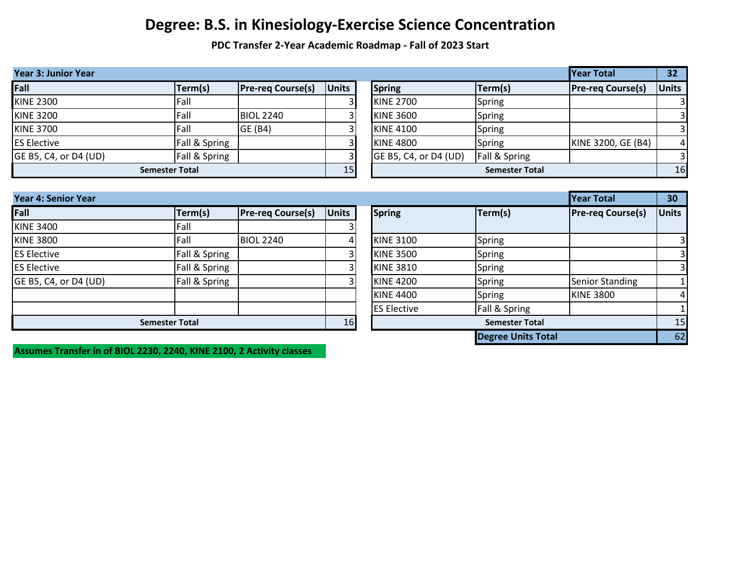# Degree: B.S. in Kinesiology-Exercise Science Concentration

**PDC Transfer 2-Year Academic Roadmap - Fall of 2023 Start**

| Year 3: Junior Year | | | | | | Year Total | 32 |
|---|---|---|---|---|---|---|---|
| **Fall** | **Term(s)** | **Pre-req Course(s)** | **Units** | **Spring** | **Term(s)** | **Pre-req Course(s)** | **Units** |
| KINE 2300 | Fall | | 3 | KINE 2700 | Spring | | 3 |
| KINE 3200 | Fall | BIOL 2240 | 3 | KINE 3600 | Spring | | 3 |
| KINE 3700 | Fall | GE (B4) | 3 | KINE 4100 | Spring | | 3 |
| ES Elective | Fall & Spring | | 3 | KINE 4800 | Spring | KINE 3200, GE (B4) | 4 |
| GE B5, C4, or D4 (UD) | Fall & Spring | | 3 | GE B5, C4, or D4 (UD) | Fall & Spring | | 3 |
| **Semester Total** | | | 15 | **Semester Total** | | | 16 |

| Year 4: Senior Year | | | | | | Year Total | 30 |
|---|---|---|---|---|---|---|---|
| **Fall** | **Term(s)** | **Pre-req Course(s)** | **Units** | **Spring** | **Term(s)** | **Pre-req Course(s)** | **Units** |
| KINE 3400 | Fall | | 3 | | | | |
| KINE 3800 | Fall | BIOL 2240 | 4 | KINE 3100 | Spring | | 3 |
| ES Elective | Fall & Spring | | 3 | KINE 3500 | Spring | | 3 |
| ES Elective | Fall & Spring | | 3 | KINE 3810 | Spring | | 3 |
| GE B5, C4, or D4 (UD) | Fall & Spring | | 3 | KINE 4200 | Spring | Senior Standing | 1 |
| | | | | KINE 4400 | Spring | KINE 3800 | 4 |
| | | | | ES Elective | Fall & Spring | | 1 |
| **Semester Total** | | | 16 | **Semester Total** | | | 15 |
| | | | | | **Degree Units Total** | | 62 |

**Assumes Transfer in of BIOL 2230, 2240, KINE 2100, 2 Activity classes**